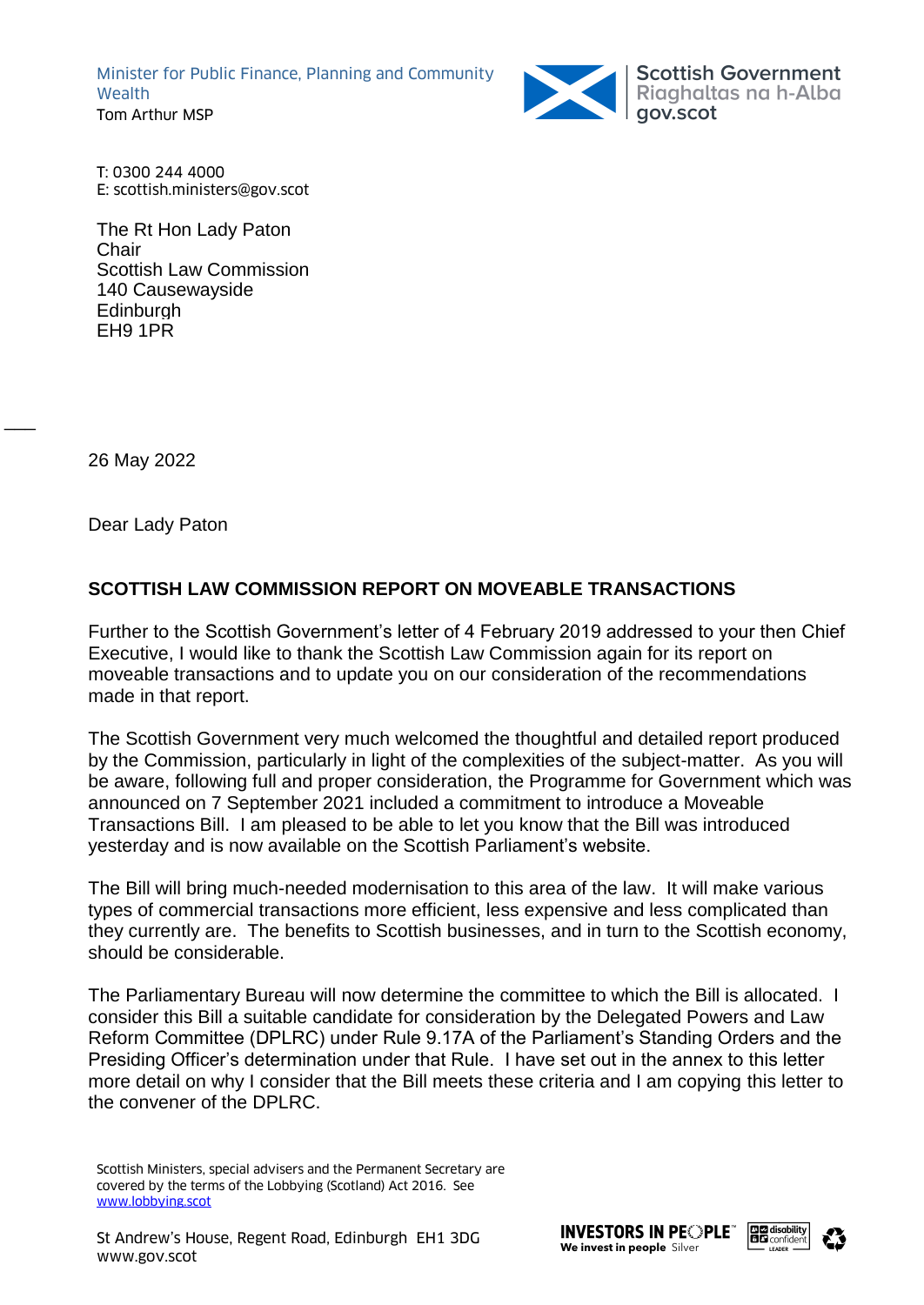Minister for Public Finance, Planning and Community Wealth
Tom Arthur MSP

Scottish Government
Riaghaltas na h-Alba
gov.scot

T: 0300 244 4000
E: scottish.ministers@gov.scot

The Rt Hon Lady Paton
Chair
Scottish Law Commission
140 Causewayside
Edinburgh
EH9 1PR

26 May 2022

Dear Lady Paton

**SCOTTISH LAW COMMISSION REPORT ON MOVEABLE TRANSACTIONS**

Further to the Scottish Government's letter of 4 February 2019 addressed to your then Chief Executive, I would like to thank the Scottish Law Commission again for its report on moveable transactions and to update you on our consideration of the recommendations made in that report.

The Scottish Government very much welcomed the thoughtful and detailed report produced by the Commission, particularly in light of the complexities of the subject-matter. As you will be aware, following full and proper consideration, the Programme for Government which was announced on 7 September 2021 included a commitment to introduce a Moveable Transactions Bill. I am pleased to be able to let you know that the Bill was introduced yesterday and is now available on the Scottish Parliament's website.

The Bill will bring much-needed modernisation to this area of the law. It will make various types of commercial transactions more efficient, less expensive and less complicated than they currently are. The benefits to Scottish businesses, and in turn to the Scottish economy, should be considerable.

The Parliamentary Bureau will now determine the committee to which the Bill is allocated. I consider this Bill a suitable candidate for consideration by the Delegated Powers and Law Reform Committee (DPLRC) under Rule 9.17A of the Parliament's Standing Orders and the Presiding Officer's determination under that Rule. I have set out in the annex to this letter more detail on why I consider that the Bill meets these criteria and I am copying this letter to the convener of the DPLRC.

Scottish Ministers, special advisers and the Permanent Secretary are covered by the terms of the Lobbying (Scotland) Act 2016. See [www.lobbying.scot](www.lobbying.scot)

St Andrew's House, Regent Road, Edinburgh EH1 3DG
www.gov.scot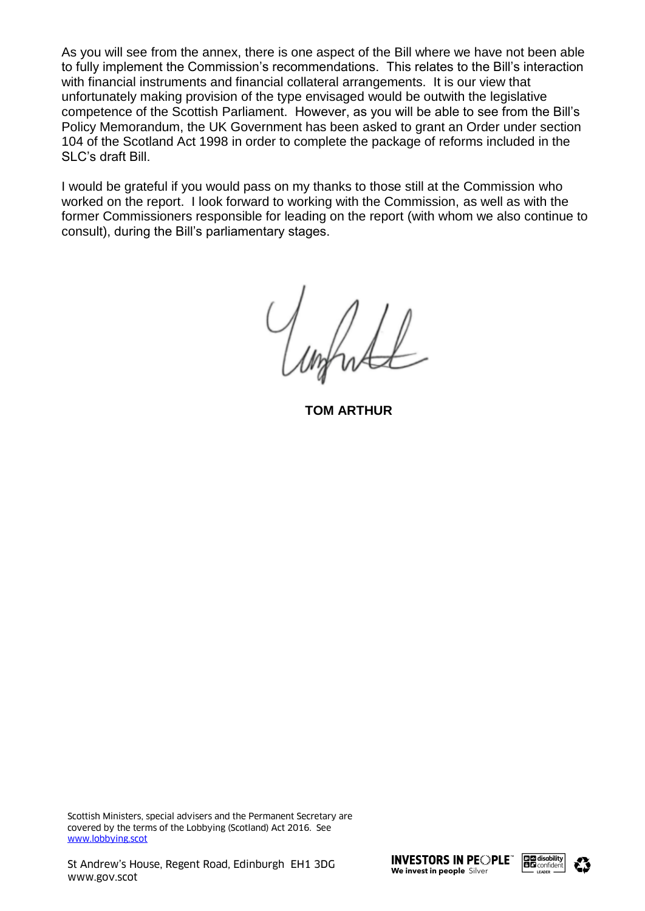As you will see from the annex, there is one aspect of the Bill where we have not been able to fully implement the Commission's recommendations. This relates to the Bill's interaction with financial instruments and financial collateral arrangements. It is our view that unfortunately making provision of the type envisaged would be outwith the legislative competence of the Scottish Parliament. However, as you will be able to see from the Bill's Policy Memorandum, the UK Government has been asked to grant an Order under section 104 of the Scotland Act 1998 in order to complete the package of reforms included in the SLC's draft Bill.

I would be grateful if you would pass on my thanks to those still at the Commission who worked on the report. I look forward to working with the Commission, as well as with the former Commissioners responsible for leading on the report (with whom we also continue to consult), during the Bill's parliamentary stages.

**TOM ARTHUR**

Scottish Ministers, special advisers and the Permanent Secretary are covered by the terms of the Lobbying (Scotland) Act 2016. See www.lobbying.scot

St Andrew's House, Regent Road, Edinburgh EH1 3DG
www.gov.scot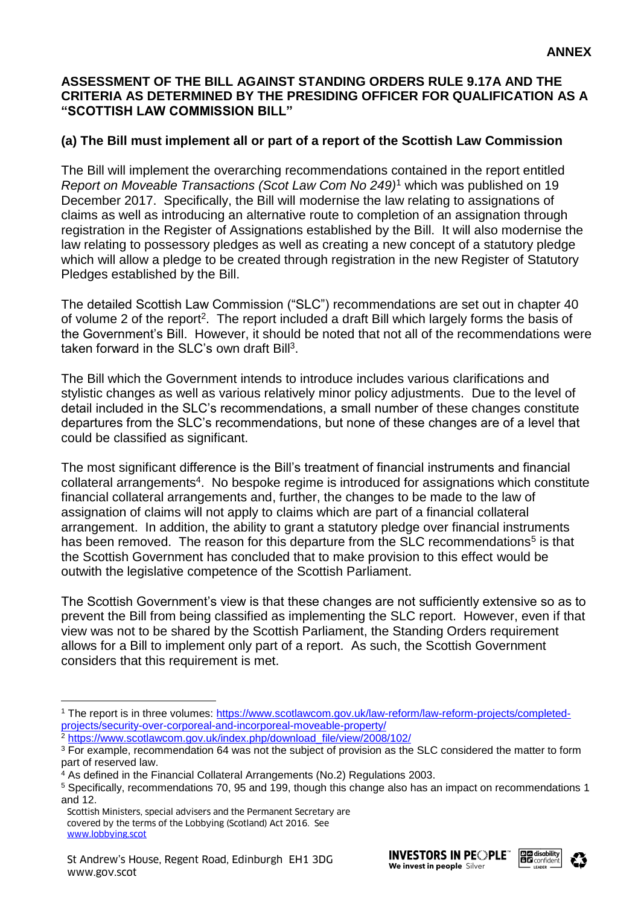**ANNEX**

**ASSESSMENT OF THE BILL AGAINST STANDING ORDERS RULE 9.17A AND THE CRITERIA AS DETERMINED BY THE PRESIDING OFFICER FOR QUALIFICATION AS A "SCOTTISH LAW COMMISSION BILL"**

**(a) The Bill must implement all or part of a report of the Scottish Law Commission**

The Bill will implement the overarching recommendations contained in the report entitled *Report on Moveable Transactions (Scot Law Com No 249)*[1] which was published on 19 December 2017. Specifically, the Bill will modernise the law relating to assignations of claims as well as introducing an alternative route to completion of an assignation through registration in the Register of Assignations established by the Bill. It will also modernise the law relating to possessory pledges as well as creating a new concept of a statutory pledge which will allow a pledge to be created through registration in the new Register of Statutory Pledges established by the Bill.

The detailed Scottish Law Commission ("SLC") recommendations are set out in chapter 40 of volume 2 of the report[2]. The report included a draft Bill which largely forms the basis of the Government's Bill. However, it should be noted that not all of the recommendations were taken forward in the SLC's own draft Bill[3].

The Bill which the Government intends to introduce includes various clarifications and stylistic changes as well as various relatively minor policy adjustments. Due to the level of detail included in the SLC's recommendations, a small number of these changes constitute departures from the SLC's recommendations, but none of these changes are of a level that could be classified as significant.

The most significant difference is the Bill's treatment of financial instruments and financial collateral arrangements[4]. No bespoke regime is introduced for assignations which constitute financial collateral arrangements and, further, the changes to be made to the law of assignation of claims will not apply to claims which are part of a financial collateral arrangement. In addition, the ability to grant a statutory pledge over financial instruments has been removed. The reason for this departure from the SLC recommendations[5] is that the Scottish Government has concluded that to make provision to this effect would be outwith the legislative competence of the Scottish Parliament.

The Scottish Government's view is that these changes are not sufficiently extensive so as to prevent the Bill from being classified as implementing the SLC report. However, even if that view was not to be shared by the Scottish Parliament, the Standing Orders requirement allows for a Bill to implement only part of a report. As such, the Scottish Government considers that this requirement is met.

---

[1] The report is in three volumes: https://www.scotlawcom.gov.uk/law-reform/law-reform-projects/completed-projects/security-over-corporeal-and-incorporeal-moveable-property/

[2] https://www.scotlawcom.gov.uk/index.php/download_file/view/2008/102/

[3] For example, recommendation 64 was not the subject of provision as the SLC considered the matter to form part of reserved law.

[4] As defined in the Financial Collateral Arrangements (No.2) Regulations 2003.

[5] Specifically, recommendations 70, 95 and 199, though this change also has an impact on recommendations 1 and 12.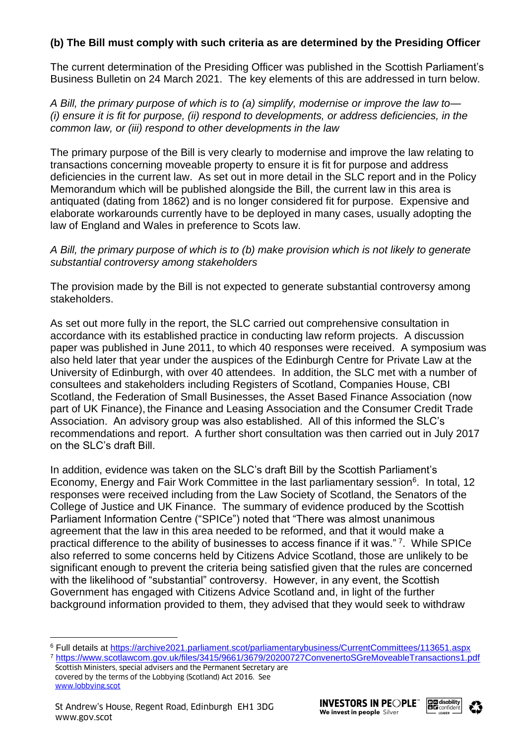**(b) The Bill must comply with such criteria as are determined by the Presiding Officer**

The current determination of the Presiding Officer was published in the Scottish Parliament's Business Bulletin on 24 March 2021. The key elements of this are addressed in turn below.

*A Bill, the primary purpose of which is to (a) simplify, modernise or improve the law to— (i) ensure it is fit for purpose, (ii) respond to developments, or address deficiencies, in the common law, or (iii) respond to other developments in the law*

The primary purpose of the Bill is very clearly to modernise and improve the law relating to transactions concerning moveable property to ensure it is fit for purpose and address deficiencies in the current law. As set out in more detail in the SLC report and in the Policy Memorandum which will be published alongside the Bill, the current law in this area is antiquated (dating from 1862) and is no longer considered fit for purpose. Expensive and elaborate workarounds currently have to be deployed in many cases, usually adopting the law of England and Wales in preference to Scots law.

*A Bill, the primary purpose of which is to (b) make provision which is not likely to generate substantial controversy among stakeholders*

The provision made by the Bill is not expected to generate substantial controversy among stakeholders.

As set out more fully in the report, the SLC carried out comprehensive consultation in accordance with its established practice in conducting law reform projects. A discussion paper was published in June 2011, to which 40 responses were received. A symposium was also held later that year under the auspices of the Edinburgh Centre for Private Law at the University of Edinburgh, with over 40 attendees. In addition, the SLC met with a number of consultees and stakeholders including Registers of Scotland, Companies House, CBI Scotland, the Federation of Small Businesses, the Asset Based Finance Association (now part of UK Finance), the Finance and Leasing Association and the Consumer Credit Trade Association. An advisory group was also established. All of this informed the SLC's recommendations and report. A further short consultation was then carried out in July 2017 on the SLC's draft Bill.

In addition, evidence was taken on the SLC's draft Bill by the Scottish Parliament's Economy, Energy and Fair Work Committee in the last parliamentary session[6]. In total, 12 responses were received including from the Law Society of Scotland, the Senators of the College of Justice and UK Finance. The summary of evidence produced by the Scottish Parliament Information Centre ("SPICe") noted that "There was almost unanimous agreement that the law in this area needed to be reformed, and that it would make a practical difference to the ability of businesses to access finance if it was." [7]. While SPICe also referred to some concerns held by Citizens Advice Scotland, those are unlikely to be significant enough to prevent the criteria being satisfied given that the rules are concerned with the likelihood of "substantial" controversy. However, in any event, the Scottish Government has engaged with Citizens Advice Scotland and, in light of the further background information provided to them, they advised that they would seek to withdraw

---

[6] Full details at https://archive2021.parliament.scot/parliamentarybusiness/CurrentCommittees/113651.aspx

[7] https://www.scotlawcom.gov.uk/files/3415/9661/3679/20200727ConvenertoSGreMoveableTransactions1.pdf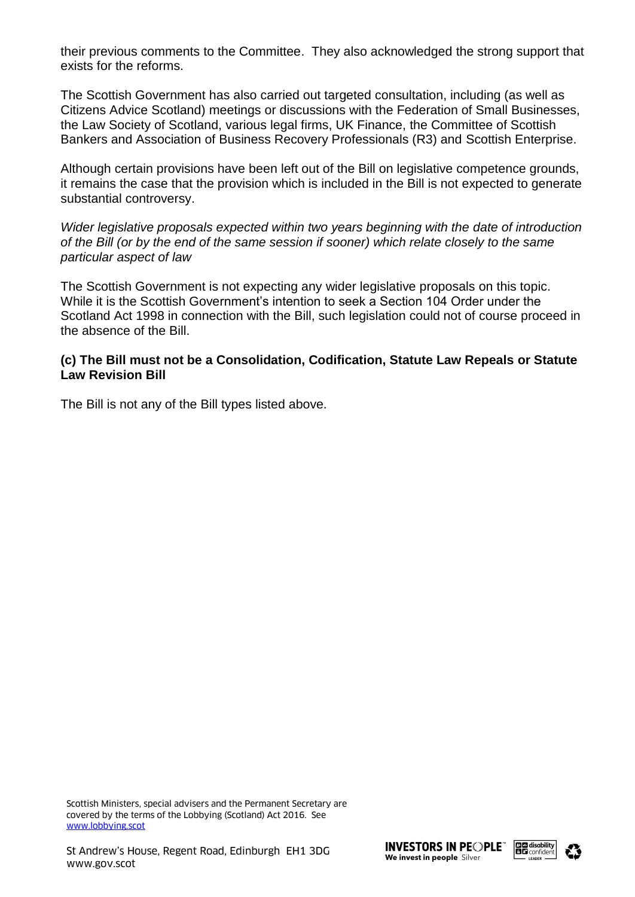their previous comments to the Committee. They also acknowledged the strong support that exists for the reforms.

The Scottish Government has also carried out targeted consultation, including (as well as Citizens Advice Scotland) meetings or discussions with the Federation of Small Businesses, the Law Society of Scotland, various legal firms, UK Finance, the Committee of Scottish Bankers and Association of Business Recovery Professionals (R3) and Scottish Enterprise.

Although certain provisions have been left out of the Bill on legislative competence grounds, it remains the case that the provision which is included in the Bill is not expected to generate substantial controversy.

*Wider legislative proposals expected within two years beginning with the date of introduction of the Bill (or by the end of the same session if sooner) which relate closely to the same particular aspect of law*

The Scottish Government is not expecting any wider legislative proposals on this topic. While it is the Scottish Government's intention to seek a Section 104 Order under the Scotland Act 1998 in connection with the Bill, such legislation could not of course proceed in the absence of the Bill.

**(c) The Bill must not be a Consolidation, Codification, Statute Law Repeals or Statute Law Revision Bill**

The Bill is not any of the Bill types listed above.

Scottish Ministers, special advisers and the Permanent Secretary are covered by the terms of the Lobbying (Scotland) Act 2016. See www.lobbying.scot

St Andrew's House, Regent Road, Edinburgh EH1 3DG
www.gov.scot